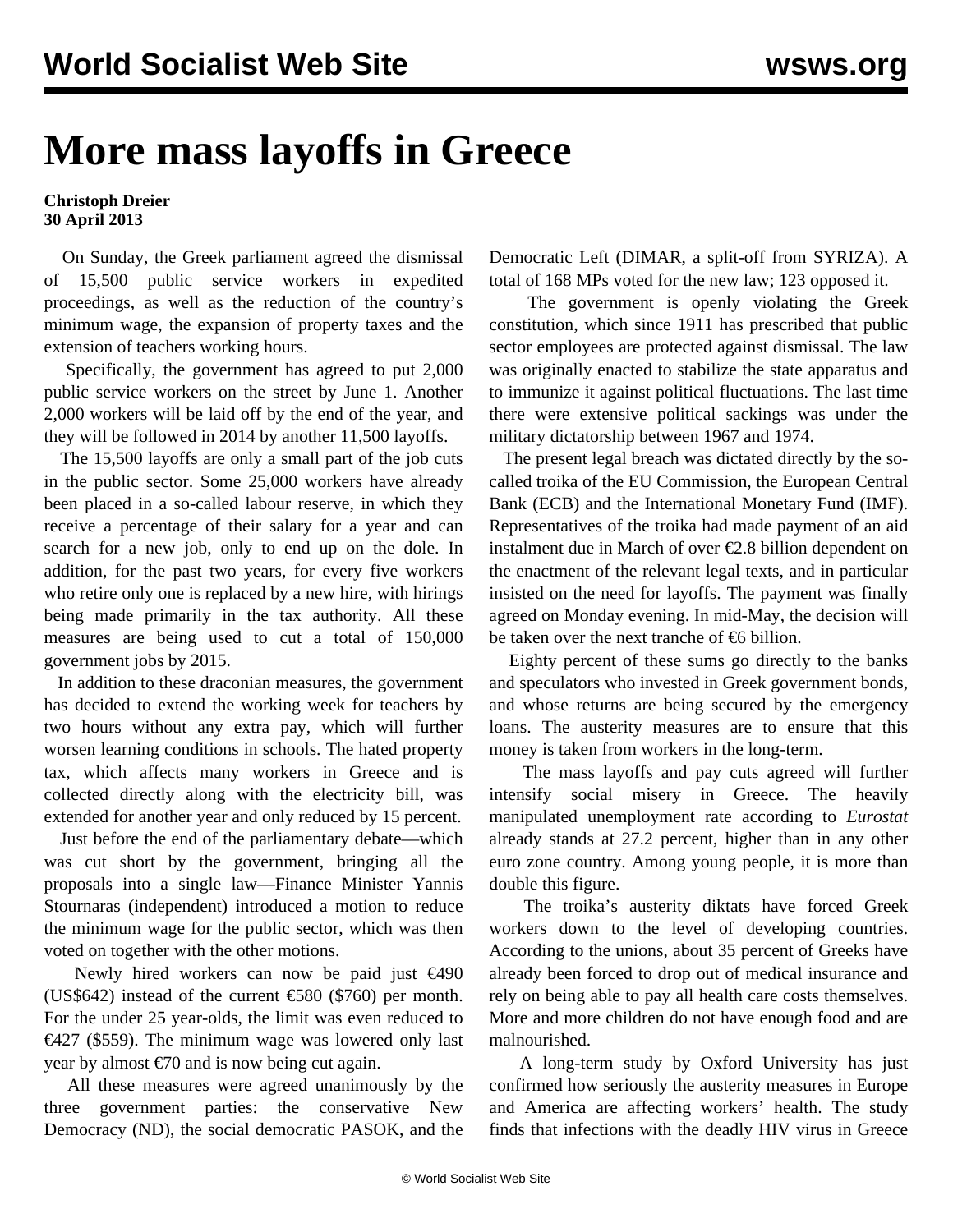# More mass layoffs in Greece

**Christoph Dreier**
**30 April 2013**

On Sunday, the Greek parliament agreed the dismissal of 15,500 public service workers in expedited proceedings, as well as the reduction of the country's minimum wage, the expansion of property taxes and the extension of teachers working hours.

Specifically, the government has agreed to put 2,000 public service workers on the street by June 1. Another 2,000 workers will be laid off by the end of the year, and they will be followed in 2014 by another 11,500 layoffs.

The 15,500 layoffs are only a small part of the job cuts in the public sector. Some 25,000 workers have already been placed in a so-called labour reserve, in which they receive a percentage of their salary for a year and can search for a new job, only to end up on the dole. In addition, for the past two years, for every five workers who retire only one is replaced by a new hire, with hirings being made primarily in the tax authority. All these measures are being used to cut a total of 150,000 government jobs by 2015.

In addition to these draconian measures, the government has decided to extend the working week for teachers by two hours without any extra pay, which will further worsen learning conditions in schools. The hated property tax, which affects many workers in Greece and is collected directly along with the electricity bill, was extended for another year and only reduced by 15 percent.

Just before the end of the parliamentary debate—which was cut short by the government, bringing all the proposals into a single law—Finance Minister Yannis Stournaras (independent) introduced a motion to reduce the minimum wage for the public sector, which was then voted on together with the other motions.

Newly hired workers can now be paid just €490 (US$642) instead of the current €580 ($760) per month. For the under 25 year-olds, the limit was even reduced to €427 ($559). The minimum wage was lowered only last year by almost €70 and is now being cut again.

All these measures were agreed unanimously by the three government parties: the conservative New Democracy (ND), the social democratic PASOK, and the Democratic Left (DIMAR, a split-off from SYRIZA). A total of 168 MPs voted for the new law; 123 opposed it.

The government is openly violating the Greek constitution, which since 1911 has prescribed that public sector employees are protected against dismissal. The law was originally enacted to stabilize the state apparatus and to immunize it against political fluctuations. The last time there were extensive political sackings was under the military dictatorship between 1967 and 1974.

The present legal breach was dictated directly by the so-called troika of the EU Commission, the European Central Bank (ECB) and the International Monetary Fund (IMF). Representatives of the troika had made payment of an aid instalment due in March of over €2.8 billion dependent on the enactment of the relevant legal texts, and in particular insisted on the need for layoffs. The payment was finally agreed on Monday evening. In mid-May, the decision will be taken over the next tranche of €6 billion.

Eighty percent of these sums go directly to the banks and speculators who invested in Greek government bonds, and whose returns are being secured by the emergency loans. The austerity measures are to ensure that this money is taken from workers in the long-term.

The mass layoffs and pay cuts agreed will further intensify social misery in Greece. The heavily manipulated unemployment rate according to *Eurostat* already stands at 27.2 percent, higher than in any other euro zone country. Among young people, it is more than double this figure.

The troika's austerity diktats have forced Greek workers down to the level of developing countries. According to the unions, about 35 percent of Greeks have already been forced to drop out of medical insurance and rely on being able to pay all health care costs themselves. More and more children do not have enough food and are malnourished.

A long-term study by Oxford University has just confirmed how seriously the austerity measures in Europe and America are affecting workers' health. The study finds that infections with the deadly HIV virus in Greece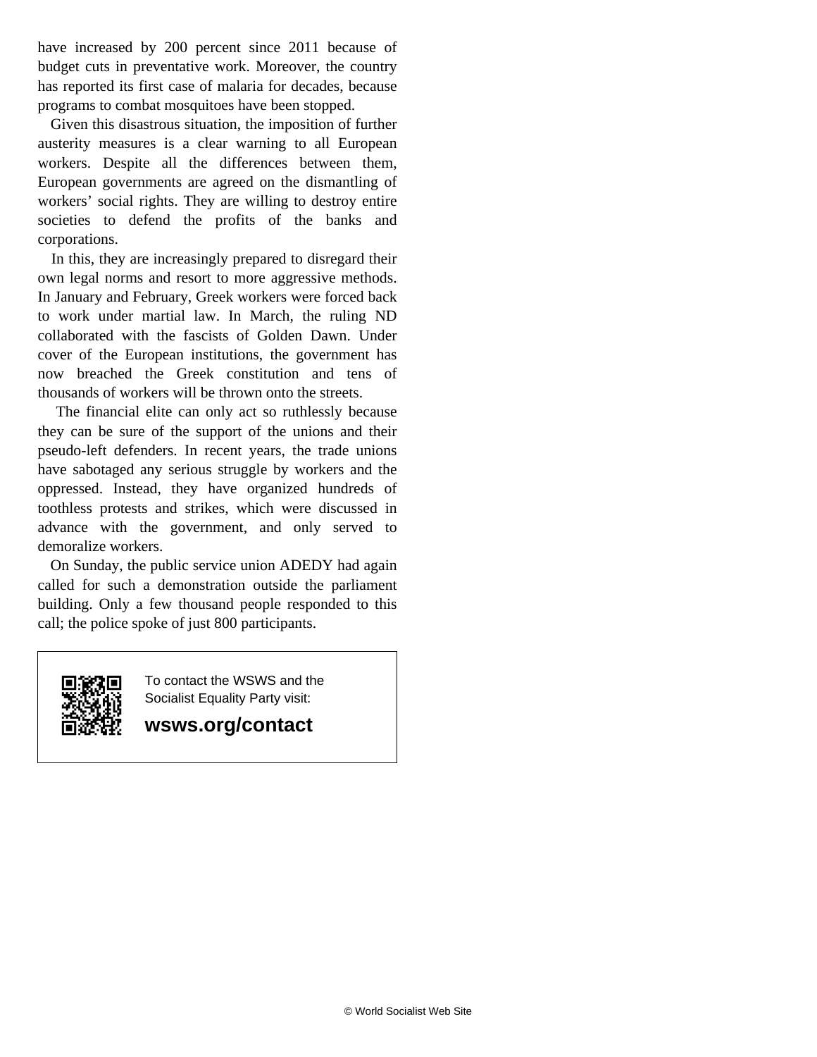have increased by 200 percent since 2011 because of budget cuts in preventative work. Moreover, the country has reported its first case of malaria for decades, because programs to combat mosquitoes have been stopped.

Given this disastrous situation, the imposition of further austerity measures is a clear warning to all European workers. Despite all the differences between them, European governments are agreed on the dismantling of workers' social rights. They are willing to destroy entire societies to defend the profits of the banks and corporations.

In this, they are increasingly prepared to disregard their own legal norms and resort to more aggressive methods. In January and February, Greek workers were forced back to work under martial law. In March, the ruling ND collaborated with the fascists of Golden Dawn. Under cover of the European institutions, the government has now breached the Greek constitution and tens of thousands of workers will be thrown onto the streets.

The financial elite can only act so ruthlessly because they can be sure of the support of the unions and their pseudo-left defenders. In recent years, the trade unions have sabotaged any serious struggle by workers and the oppressed. Instead, they have organized hundreds of toothless protests and strikes, which were discussed in advance with the government, and only served to demoralize workers.

On Sunday, the public service union ADEDY had again called for such a demonstration outside the parliament building. Only a few thousand people responded to this call; the police spoke of just 800 participants.

To contact the WSWS and the Socialist Equality Party visit:

**wsws.org/contact**